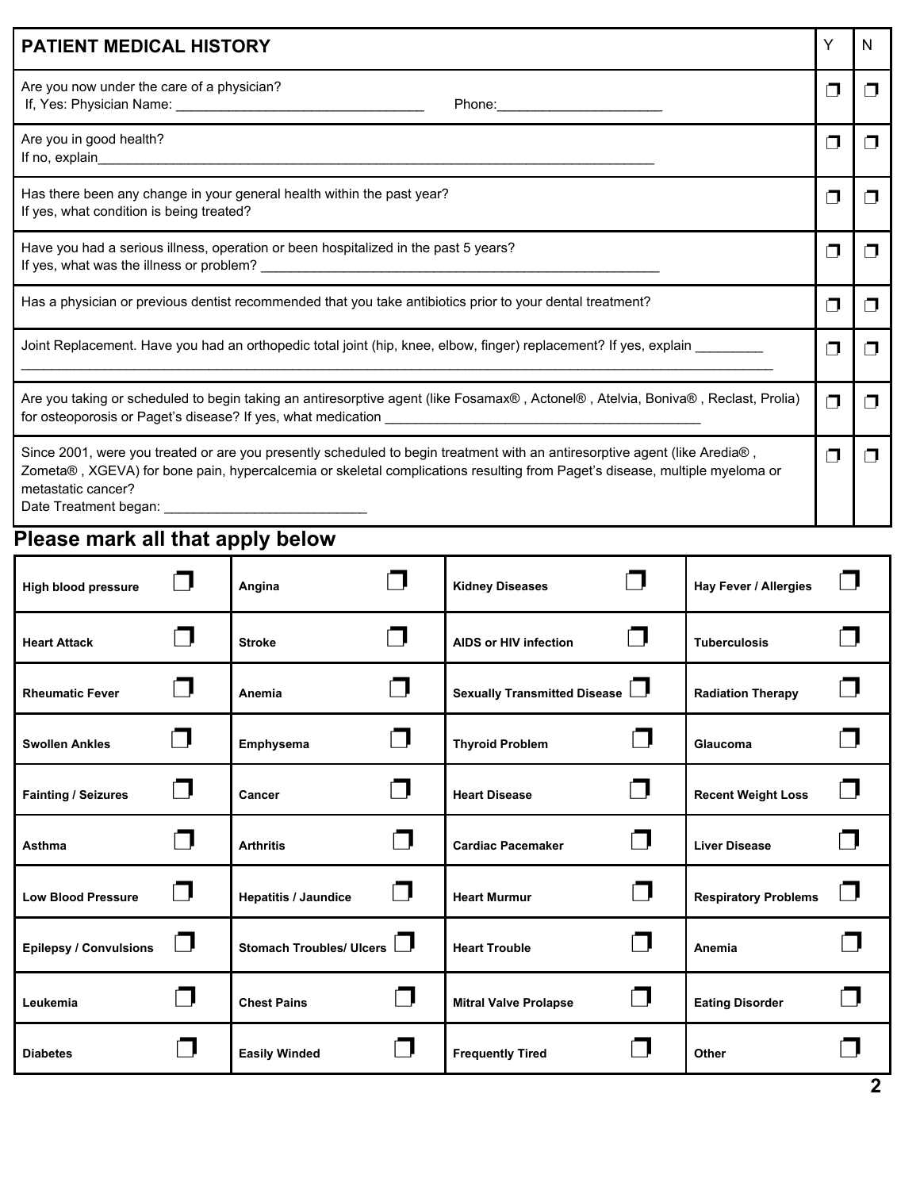| PATIENT MEDICAL HISTORY | Y | N |
| --- | --- | --- |
| Are you now under the care of a physician?<br>If, Yes: Physician Name: ________________________________ Phone:______________________ | ❒ | ❒ |
| Are you in good health?<br>If no, explain______________________________________________________________________________ | ❒ | ❒ |
| Has there been any change in your general health within the past year?<br>If yes, what condition is being treated? | ❒ | ❒ |
| Have you had a serious illness, operation or been hospitalized in the past 5 years?<br>If yes, what was the illness or problem? ______________________________________________________ | ❒ | ❒ |
| Has a physician or previous dentist recommended that you take antibiotics prior to your dental treatment? | ❒ | ❒ |
| Joint Replacement. Have you had an orthopedic total joint (hip, knee, elbow, finger) replacement? If yes, explain _________<br>______________________________________________________________________________________________________ | ❒ | ❒ |
| Are you taking or scheduled to begin taking an antiresorptive agent (like Fosamax® , Actonel® , Atelvia, Boniva® , Reclast, Prolia) for osteoporosis or Paget's disease? If yes, what medication ___________________________________________ | ❒ | ❒ |
| Since 2001, were you treated or are you presently scheduled to begin treatment with an antiresorptive agent (like Aredia® , Zometa® , XGEVA) for bone pain, hypercalcemia or skeletal complications resulting from Paget's disease, multiple myeloma or metastatic cancer?<br>Date Treatment began: ___________________________ | ❒ | ❒ |

## Please mark all that apply below

| | | | |
| --- | --- | --- | --- |
| **High blood pressure** ❒ | **Angina** ❒ | **Kidney Diseases** ❒ | **Hay Fever / Allergies** ❒ |
| **Heart Attack** ❒ | **Stroke** ❒ | **AIDS or HIV infection** ❒ | **Tuberculosis** ❒ |
| **Rheumatic Fever** ❒ | **Anemia** ❒ | **Sexually Transmitted Disease** ❒ | **Radiation Therapy** ❒ |
| **Swollen Ankles** ❒ | **Emphysema** ❒ | **Thyroid Problem** ❒ | **Glaucoma** ❒ |
| **Fainting / Seizures** ❒ | **Cancer** ❒ | **Heart Disease** ❒ | **Recent Weight Loss** ❒ |
| **Asthma** ❒ | **Arthritis** ❒ | **Cardiac Pacemaker** ❒ | **Liver Disease** ❒ |
| **Low Blood Pressure** ❒ | **Hepatitis / Jaundice** ❒ | **Heart Murmur** ❒ | **Respiratory Problems** ❒ |
| **Epilepsy / Convulsions** ❒ | **Stomach Troubles/ Ulcers** ❒ | **Heart Trouble** ❒ | **Anemia** ❒ |
| **Leukemia** ❒ | **Chest Pains** ❒ | **Mitral Valve Prolapse** ❒ | **Eating Disorder** ❒ |
| **Diabetes** ❒ | **Easily Winded** ❒ | **Frequently Tired** ❒ | **Other** ❒ |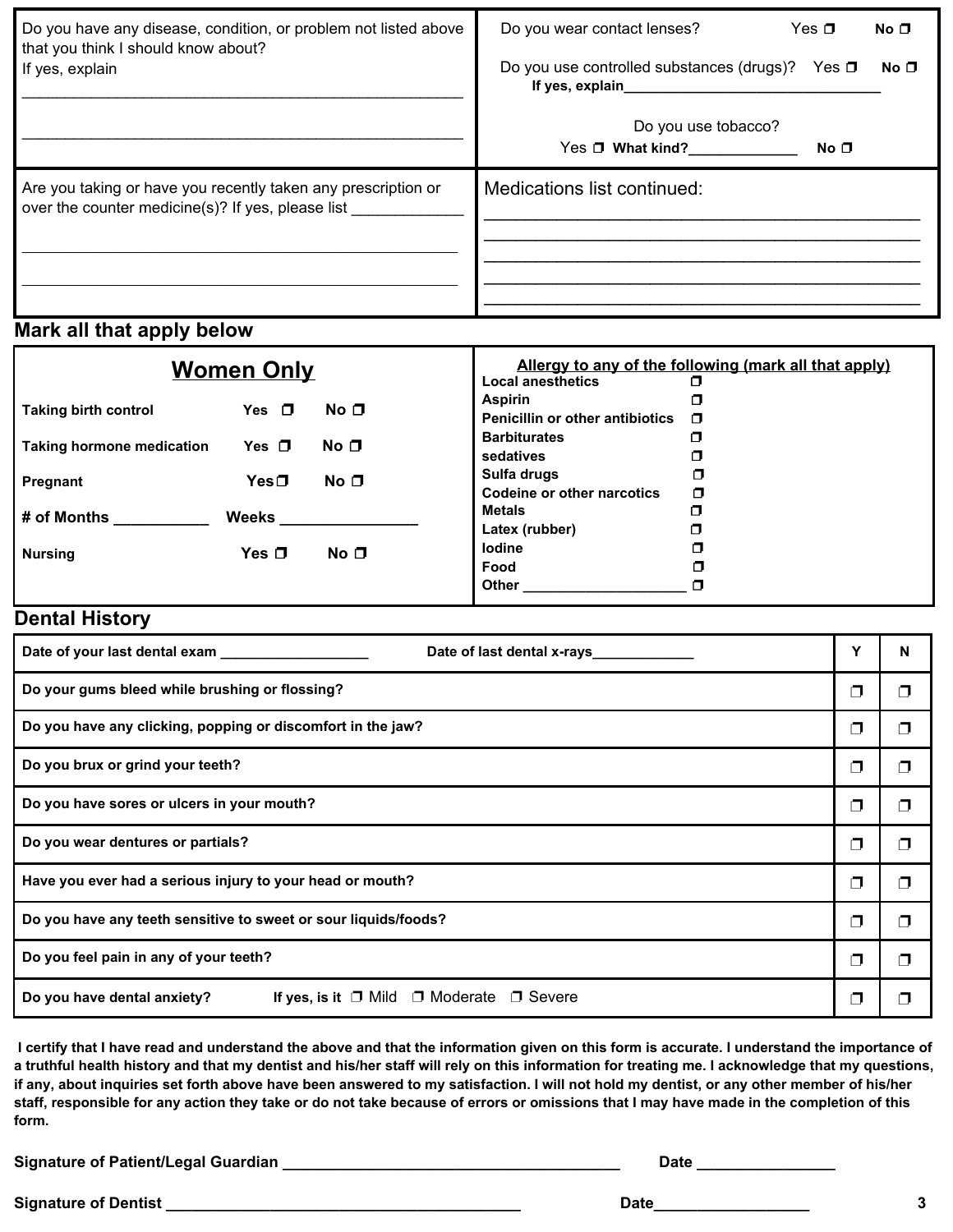| | |
|---|---|
| Do you have any disease, condition, or problem not listed above that you think I should know about? If yes, explain ______________________________ ______________________________ | Do you wear contact lenses? Yes ❒ No ❒ <br> Do you use controlled substances (drugs)? Yes ❒ No ❒ <br> **If yes, explain**______________________________ <br> Do you use tobacco? <br> Yes ❒ **What kind?**_____________ **No** ❒ |
| Are you taking or have you recently taken any prescription or over the counter medicine(s)? If yes, please list _____________ ______________________________ ______________________________ | Medications list continued: ______________________________ ______________________________ ______________________________ ______________________________ ______________________________ |

## Mark all that apply below

| **Women Only** | | |
|---|---|---|
| **Taking birth control** | **Yes** ❒ | **No** ❒ |
| **Taking hormone medication** | **Yes** ❒ | **No** ❒ |
| **Pregnant** | **Yes** ❒ | **No** ❒ |
| **# of Months** ___________ | **Weeks** ________________ | |
| **Nursing** | **Yes** ❒ | **No** ❒ |

| **Allergy to any of the following (mark all that apply)** | |
|---|---|
| **Local anesthetics** | ❒ |
| **Aspirin** | ❒ |
| **Penicillin or other antibiotics** | ❒ |
| **Barbiturates** | ❒ |
| **sedatives** | ❒ |
| **Sulfa drugs** | ❒ |
| **Codeine or other narcotics** | ❒ |
| **Metals** | ❒ |
| **Latex (rubber)** | ❒ |
| **Iodine** | ❒ |
| **Food** | ❒ |
| **Other** ____________________ | ❒ |

## Dental History

| **Date of your last dental exam** ___________________ **Date of last dental x-rays**_____________ | **Y** | **N** |
|---|---|---|
| **Do your gums bleed while brushing or flossing?** | ❒ | ❒ |
| **Do you have any clicking, popping or discomfort in the jaw?** | ❒ | ❒ |
| **Do you brux or grind your teeth?** | ❒ | ❒ |
| **Do you have sores or ulcers in your mouth?** | ❒ | ❒ |
| **Do you wear dentures or partials?** | ❒ | ❒ |
| **Have you ever had a serious injury to your head or mouth?** | ❒ | ❒ |
| **Do you have any teeth sensitive to sweet or sour liquids/foods?** | ❒ | ❒ |
| **Do you feel pain in any of your teeth?** | ❒ | ❒ |
| **Do you have dental anxiety?** **If yes, is it** ❒ Mild ❒ Moderate ❒ Severe | ❒ | ❒ |

**I certify that I have read and understand the above and that the information given on this form is accurate. I understand the importance of a truthful health history and that my dentist and his/her staff will rely on this information for treating me. I acknowledge that my questions, if any, about inquiries set forth above have been answered to my satisfaction. I will not hold my dentist, or any other member of his/her staff, responsible for any action they take or do not take because of errors or omissions that I may have made in the completion of this form.**

**Signature of Patient/Legal Guardian** ________________________________________ **Date** ________________

**Signature of Dentist** __________________________________________ **Date**__________________